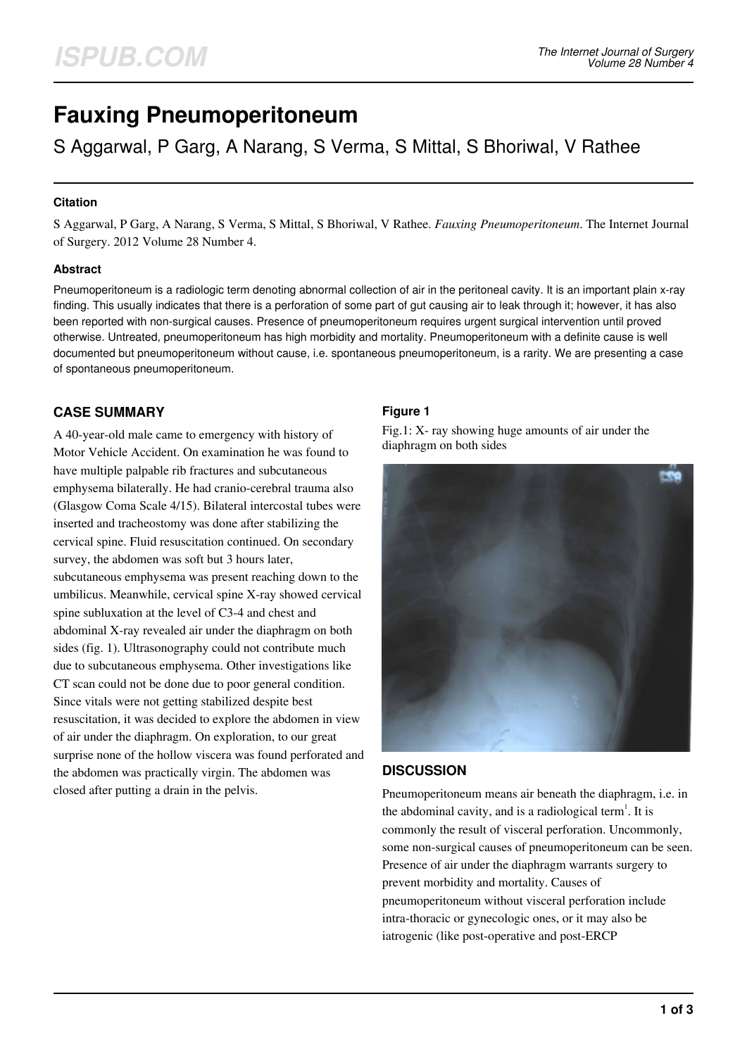# Fauxing Pneumoperitoneum

S Aggarwal, P Garg, A Narang, S Verma, S Mittal, S Bhoriwal, V Rathee

### Citation

S Aggarwal, P Garg, A Narang, S Verma, S Mittal, S Bhoriwal, V Rathee. *Fauxing Pneumoperitoneum*. The Internet Journal of Surgery. 2012 Volume 28 Number 4.

### Abstract

Pneumoperitoneum is a radiologic term denoting abnormal collection of air in the peritoneal cavity. It is an important plain x-ray finding. This usually indicates that there is a perforation of some part of gut causing air to leak through it; however, it has also been reported with non-surgical causes. Presence of pneumoperitoneum requires urgent surgical intervention until proved otherwise. Untreated, pneumoperitoneum has high morbidity and mortality. Pneumoperitoneum with a definite cause is well documented but pneumoperitoneum without cause, i.e. spontaneous pneumoperitoneum, is a rarity. We are presenting a case of spontaneous pneumoperitoneum.

## CASE SUMMARY

A 40-year-old male came to emergency with history of Motor Vehicle Accident. On examination he was found to have multiple palpable rib fractures and subcutaneous emphysema bilaterally. He had cranio-cerebral trauma also (Glasgow Coma Scale 4/15). Bilateral intercostal tubes were inserted and tracheostomy was done after stabilizing the cervical spine. Fluid resuscitation continued. On secondary survey, the abdomen was soft but 3 hours later, subcutaneous emphysema was present reaching down to the umbilicus. Meanwhile, cervical spine X-ray showed cervical spine subluxation at the level of C3-4 and chest and abdominal X-ray revealed air under the diaphragm on both sides (fig. 1). Ultrasonography could not contribute much due to subcutaneous emphysema. Other investigations like CT scan could not be done due to poor general condition. Since vitals were not getting stabilized despite best resuscitation, it was decided to explore the abdomen in view of air under the diaphragm. On exploration, to our great surprise none of the hollow viscera was found perforated and the abdomen was practically virgin. The abdomen was closed after putting a drain in the pelvis.

### Figure 1

Fig.1: X- ray showing huge amounts of air under the diaphragm on both sides

## DISCUSSION

Pneumoperitoneum means air beneath the diaphragm, i.e. in the abdominal cavity, and is a radiological term[1]. It is commonly the result of visceral perforation. Uncommonly, some non-surgical causes of pneumoperitoneum can be seen. Presence of air under the diaphragm warrants surgery to prevent morbidity and mortality. Causes of pneumoperitoneum without visceral perforation include intra-thoracic or gynecologic ones, or it may also be iatrogenic (like post-operative and post-ERCP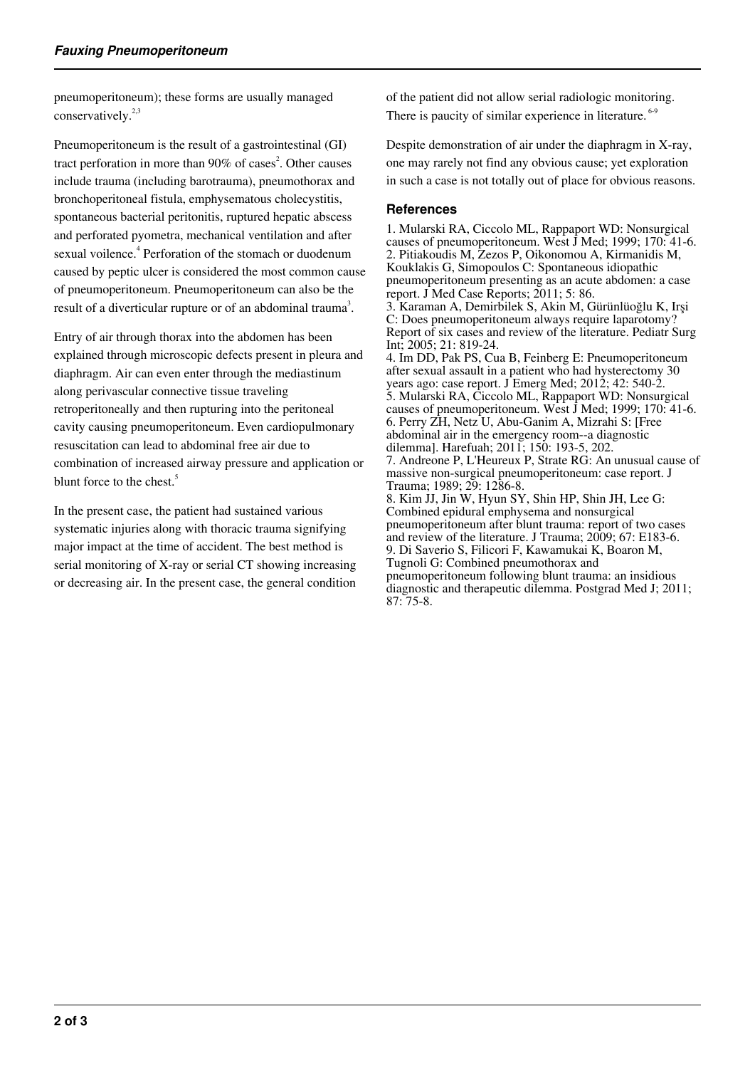pneumoperitoneum); these forms are usually managed conservatively.[2,3]

Pneumoperitoneum is the result of a gastrointestinal (GI) tract perforation in more than 90% of cases[2]. Other causes include trauma (including barotrauma), pneumothorax and bronchoperitoneal fistula, emphysematous cholecystitis, spontaneous bacterial peritonitis, ruptured hepatic abscess and perforated pyometra, mechanical ventilation and after sexual voilence.[4] Perforation of the stomach or duodenum caused by peptic ulcer is considered the most common cause of pneumoperitoneum. Pneumoperitoneum can also be the result of a diverticular rupture or of an abdominal trauma[3].

Entry of air through thorax into the abdomen has been explained through microscopic defects present in pleura and diaphragm. Air can even enter through the mediastinum along perivascular connective tissue traveling retroperitoneally and then rupturing into the peritoneal cavity causing pneumoperitoneum. Even cardiopulmonary resuscitation can lead to abdominal free air due to combination of increased airway pressure and application or blunt force to the chest.[5]

In the present case, the patient had sustained various systematic injuries along with thoracic trauma signifying major impact at the time of accident. The best method is serial monitoring of X-ray or serial CT showing increasing or decreasing air. In the present case, the general condition of the patient did not allow serial radiologic monitoring. There is paucity of similar experience in literature.[6-9]

Despite demonstration of air under the diaphragm in X-ray, one may rarely not find any obvious cause; yet exploration in such a case is not totally out of place for obvious reasons.

## References

1. Mularski RA, Ciccolo ML, Rappaport WD: Nonsurgical causes of pneumoperitoneum. West J Med; 1999; 170: 41-6.
2. Pitiakoudis M, Zezos P, Oikonomou A, Kirmanidis M, Kouklakis G, Simopoulos C: Spontaneous idiopathic pneumoperitoneum presenting as an acute abdomen: a case report. J Med Case Reports; 2011; 5: 86.
3. Karaman A, Demirbilek S, Akin M, Gürünlüoğlu K, Irşi C: Does pneumoperitoneum always require laparotomy? Report of six cases and review of the literature. Pediatr Surg Int; 2005; 21: 819-24.
4. Im DD, Pak PS, Cua B, Feinberg E: Pneumoperitoneum after sexual assault in a patient who had hysterectomy 30 years ago: case report. J Emerg Med; 2012; 42: 540-2.
5. Mularski RA, Ciccolo ML, Rappaport WD: Nonsurgical causes of pneumoperitoneum. West J Med; 1999; 170: 41-6.
6. Perry ZH, Netz U, Abu-Ganim A, Mizrahi S: [Free abdominal air in the emergency room--a diagnostic dilemma]. Harefuah; 2011; 150: 193-5, 202.
7. Andreone P, L'Heureux P, Strate RG: An unusual cause of massive non-surgical pneumoperitoneum: case report. J Trauma; 1989; 29: 1286-8.
8. Kim JJ, Jin W, Hyun SY, Shin HP, Shin JH, Lee G: Combined epidural emphysema and nonsurgical pneumoperitoneum after blunt trauma: report of two cases and review of the literature. J Trauma; 2009; 67: E183-6.
9. Di Saverio S, Filicori F, Kawamukai K, Boaron M, Tugnoli G: Combined pneumothorax and pneumoperitoneum following blunt trauma: an insidious diagnostic and therapeutic dilemma. Postgrad Med J; 2011; 87: 75-8.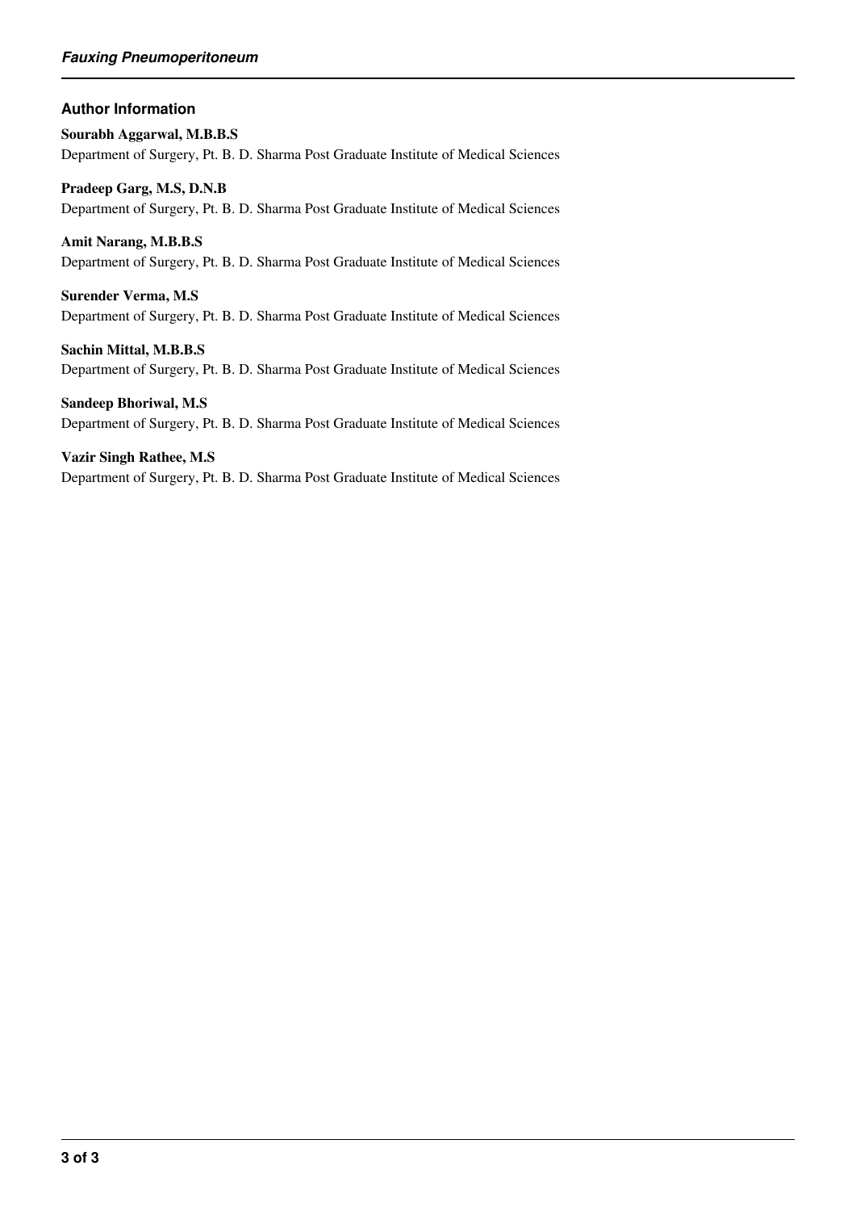## Author Information

**Sourabh Aggarwal, M.B.B.S**
Department of Surgery, Pt. B. D. Sharma Post Graduate Institute of Medical Sciences

**Pradeep Garg, M.S, D.N.B**
Department of Surgery, Pt. B. D. Sharma Post Graduate Institute of Medical Sciences

**Amit Narang, M.B.B.S**
Department of Surgery, Pt. B. D. Sharma Post Graduate Institute of Medical Sciences

**Surender Verma, M.S**
Department of Surgery, Pt. B. D. Sharma Post Graduate Institute of Medical Sciences

**Sachin Mittal, M.B.B.S**
Department of Surgery, Pt. B. D. Sharma Post Graduate Institute of Medical Sciences

**Sandeep Bhoriwal, M.S**
Department of Surgery, Pt. B. D. Sharma Post Graduate Institute of Medical Sciences

**Vazir Singh Rathee, M.S**
Department of Surgery, Pt. B. D. Sharma Post Graduate Institute of Medical Sciences